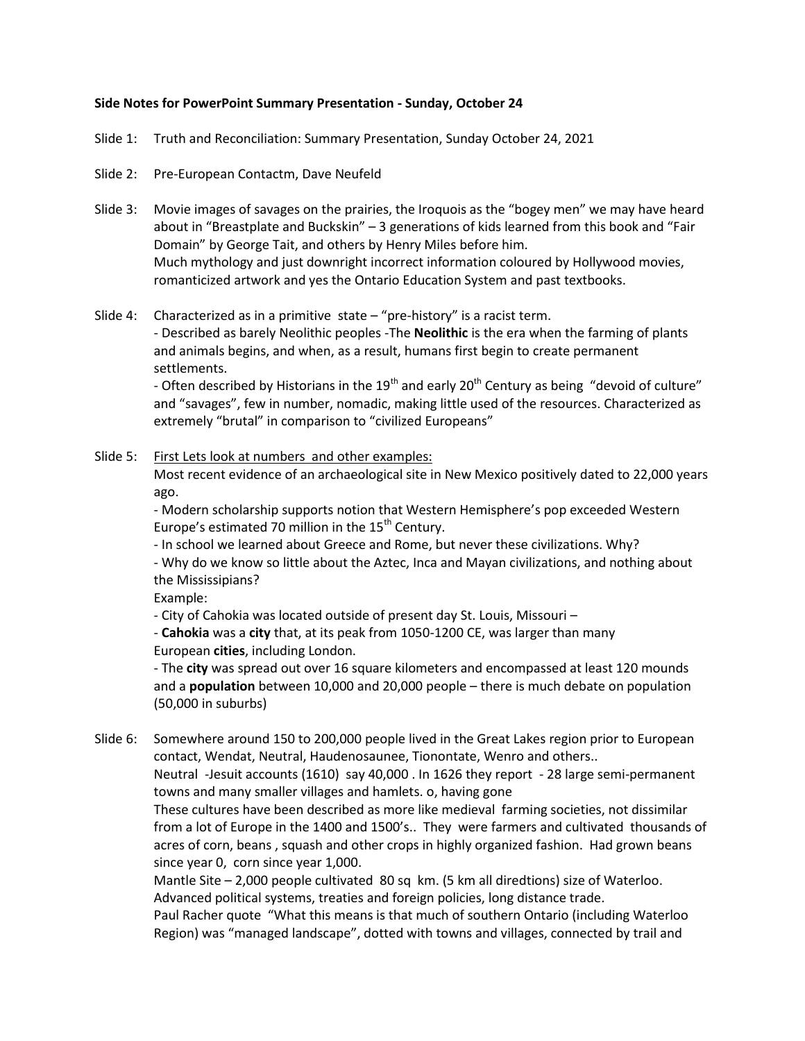**Side Notes for PowerPoint Summary Presentation - Sunday, October 24**

Slide 1: Truth and Reconciliation: Summary Presentation, Sunday October 24, 2021

Slide 2: Pre-European Contactm, Dave Neufeld

Slide 3: Movie images of savages on the prairies, the Iroquois as the "bogey men" we may have heard about in "Breastplate and Buckskin" – 3 generations of kids learned from this book and "Fair Domain" by George Tait, and others by Henry Miles before him.
Much mythology and just downright incorrect information coloured by Hollywood movies, romanticized artwork and yes the Ontario Education System and past textbooks.

Slide 4: Characterized as in a primitive state – "pre-history" is a racist term.
- Described as barely Neolithic peoples -The **Neolithic** is the era when the farming of plants and animals begins, and when, as a result, humans first begin to create permanent settlements.
- Often described by Historians in the 19th and early 20th Century as being "devoid of culture" and "savages", few in number, nomadic, making little used of the resources. Characterized as extremely "brutal" in comparison to "civilized Europeans"

Slide 5: First Lets look at numbers and other examples:
Most recent evidence of an archaeological site in New Mexico positively dated to 22,000 years ago.
- Modern scholarship supports notion that Western Hemisphere's pop exceeded Western Europe's estimated 70 million in the 15th Century.
- In school we learned about Greece and Rome, but never these civilizations. Why?
- Why do we know so little about the Aztec, Inca and Mayan civilizations, and nothing about the Mississipians?
Example:
- City of Cahokia was located outside of present day St. Louis, Missouri –
- **Cahokia** was a **city** that, at its peak from 1050-1200 CE, was larger than many European **cities**, including London.
- The **city** was spread out over 16 square kilometers and encompassed at least 120 mounds and a **population** between 10,000 and 20,000 people – there is much debate on population (50,000 in suburbs)

Slide 6: Somewhere around 150 to 200,000 people lived in the Great Lakes region prior to European contact, Wendat, Neutral, Haudenosaunee, Tionontate, Wenro and others..
Neutral -Jesuit accounts (1610) say 40,000 . In 1626 they report - 28 large semi-permanent towns and many smaller villages and hamlets. o, having gone
These cultures have been described as more like medieval farming societies, not dissimilar from a lot of Europe in the 1400 and 1500's.. They were farmers and cultivated thousands of acres of corn, beans , squash and other crops in highly organized fashion. Had grown beans since year 0, corn since year 1,000.
Mantle Site – 2,000 people cultivated 80 sq km. (5 km all diredtions) size of Waterloo.
Advanced political systems, treaties and foreign policies, long distance trade.
Paul Racher quote "What this means is that much of southern Ontario (including Waterloo Region) was "managed landscape", dotted with towns and villages, connected by trail and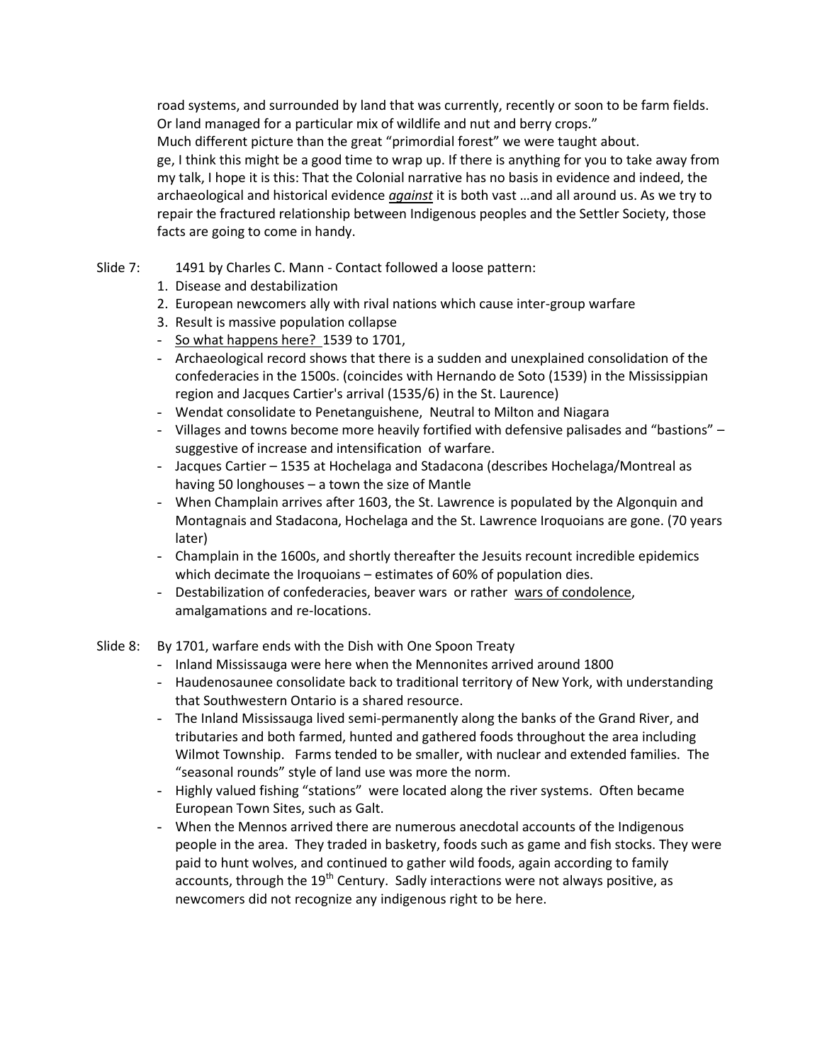road systems, and surrounded by land that was currently, recently or soon to be farm fields. Or land managed for a particular mix of wildlife and nut and berry crops."
Much different picture than the great "primordial forest" we were taught about.
ge, I think this might be a good time to wrap up. If there is anything for you to take away from my talk, I hope it is this: That the Colonial narrative has no basis in evidence and indeed, the archaeological and historical evidence ***against*** it is both vast …and all around us. As we try to repair the fractured relationship between Indigenous peoples and the Settler Society, those facts are going to come in handy.

Slide 7: 1491 by Charles C. Mann - Contact followed a loose pattern:

1. Disease and destabilization
2. European newcomers ally with rival nations which cause inter-group warfare
3. Result is massive population collapse

- So what happens here? 1539 to 1701,
- Archaeological record shows that there is a sudden and unexplained consolidation of the confederacies in the 1500s. (coincides with Hernando de Soto (1539) in the Mississippian region and Jacques Cartier's arrival (1535/6) in the St. Laurence)
- Wendat consolidate to Penetanguishene, Neutral to Milton and Niagara
- Villages and towns become more heavily fortified with defensive palisades and "bastions" – suggestive of increase and intensification of warfare.
- Jacques Cartier – 1535 at Hochelaga and Stadacona (describes Hochelaga/Montreal as having 50 longhouses – a town the size of Mantle
- When Champlain arrives after 1603, the St. Lawrence is populated by the Algonquin and Montagnais and Stadacona, Hochelaga and the St. Lawrence Iroquoians are gone. (70 years later)
- Champlain in the 1600s, and shortly thereafter the Jesuits recount incredible epidemics which decimate the Iroquoians – estimates of 60% of population dies.
- Destabilization of confederacies, beaver wars or rather wars of condolence, amalgamations and re-locations.

Slide 8: By 1701, warfare ends with the Dish with One Spoon Treaty

- Inland Mississauga were here when the Mennonites arrived around 1800
- Haudenosaunee consolidate back to traditional territory of New York, with understanding that Southwestern Ontario is a shared resource.
- The Inland Mississauga lived semi-permanently along the banks of the Grand River, and tributaries and both farmed, hunted and gathered foods throughout the area including Wilmot Township. Farms tended to be smaller, with nuclear and extended families. The "seasonal rounds" style of land use was more the norm.
- Highly valued fishing "stations" were located along the river systems. Often became European Town Sites, such as Galt.
- When the Mennos arrived there are numerous anecdotal accounts of the Indigenous people in the area. They traded in basketry, foods such as game and fish stocks. They were paid to hunt wolves, and continued to gather wild foods, again according to family accounts, through the 19th Century. Sadly interactions were not always positive, as newcomers did not recognize any indigenous right to be here.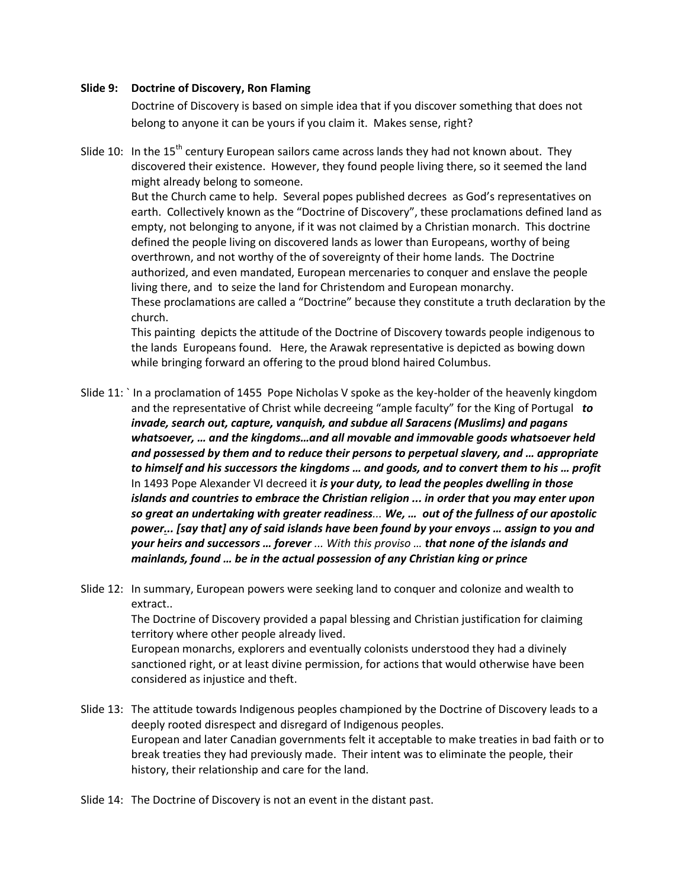**Slide 9: Doctrine of Discovery, Ron Flaming**

Doctrine of Discovery is based on simple idea that if you discover something that does not belong to anyone it can be yours if you claim it. Makes sense, right?

Slide 10: In the 15th century European sailors came across lands they had not known about. They discovered their existence. However, they found people living there, so it seemed the land might already belong to someone.

But the Church came to help. Several popes published decrees as God's representatives on earth. Collectively known as the "Doctrine of Discovery", these proclamations defined land as empty, not belonging to anyone, if it was not claimed by a Christian monarch. This doctrine defined the people living on discovered lands as lower than Europeans, worthy of being overthrown, and not worthy of the of sovereignty of their home lands. The Doctrine authorized, and even mandated, European mercenaries to conquer and enslave the people living there, and to seize the land for Christendom and European monarchy.

These proclamations are called a "Doctrine" because they constitute a truth declaration by the church.

This painting depicts the attitude of the Doctrine of Discovery towards people indigenous to the lands Europeans found. Here, the Arawak representative is depicted as bowing down while bringing forward an offering to the proud blond haired Columbus.

Slide 11: ` In a proclamation of 1455 Pope Nicholas V spoke as the key-holder of the heavenly kingdom and the representative of Christ while decreeing "ample faculty" for the King of Portugal ***to invade, search out, capture, vanquish, and subdue all Saracens (Muslims) and pagans whatsoever, … and the kingdoms…and all movable and immovable goods whatsoever held and possessed by them and to reduce their persons to perpetual slavery, and … appropriate to himself and his successors the kingdoms … and goods, and to convert them to his … profit***

In 1493 Pope Alexander VI decreed it ***is your duty, to lead the peoples dwelling in those islands and countries to embrace the Christian religion ... in order that you may enter upon so great an undertaking with greater readiness****...* ***We, … out of the fullness of our apostolic power... [say that] any of said islands have been found by your envoys … assign to you and your heirs and successors … forever*** *... With this proviso …* ***that none of the islands and mainlands, found … be in the actual possession of any Christian king or prince***

Slide 12: In summary, European powers were seeking land to conquer and colonize and wealth to extract..

The Doctrine of Discovery provided a papal blessing and Christian justification for claiming territory where other people already lived.

European monarchs, explorers and eventually colonists understood they had a divinely sanctioned right, or at least divine permission, for actions that would otherwise have been considered as injustice and theft.

Slide 13: The attitude towards Indigenous peoples championed by the Doctrine of Discovery leads to a deeply rooted disrespect and disregard of Indigenous peoples.

European and later Canadian governments felt it acceptable to make treaties in bad faith or to break treaties they had previously made. Their intent was to eliminate the people, their history, their relationship and care for the land.

Slide 14: The Doctrine of Discovery is not an event in the distant past.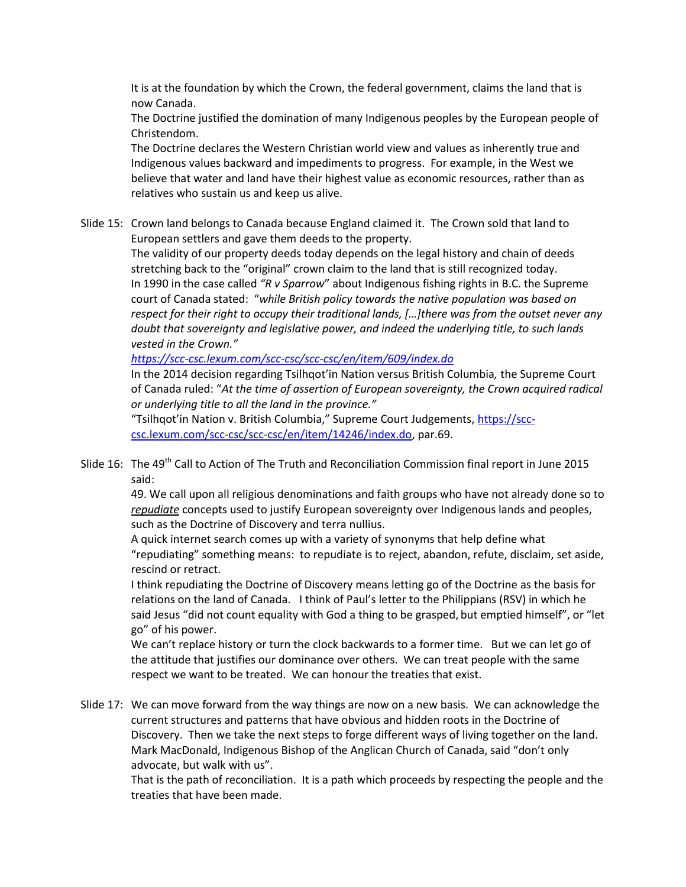It is at the foundation by which the Crown, the federal government, claims the land that is now Canada.

The Doctrine justified the domination of many Indigenous peoples by the European people of Christendom.

The Doctrine declares the Western Christian world view and values as inherently true and Indigenous values backward and impediments to progress. For example, in the West we believe that water and land have their highest value as economic resources, rather than as relatives who sustain us and keep us alive.

Slide 15: Crown land belongs to Canada because England claimed it. The Crown sold that land to European settlers and gave them deeds to the property.

The validity of our property deeds today depends on the legal history and chain of deeds stretching back to the "original" crown claim to the land that is still recognized today.

In 1990 in the case called *"R v Sparrow*" about Indigenous fishing rights in B.C. the Supreme court of Canada stated: "*while British policy towards the native population was based on respect for their right to occupy their traditional lands, […]there was from the outset never any doubt that sovereignty and legislative power, and indeed the underlying title, to such lands vested in the Crown."*

*https://scc-csc.lexum.com/scc-csc/scc-csc/en/item/609/index.do*

In the 2014 decision regarding Tsilhqot'in Nation versus British Columbia*,* the Supreme Court of Canada ruled: "*At the time of assertion of European sovereignty, the Crown acquired radical or underlying title to all the land in the province."*

"Tsilhqot'in Nation v. British Columbia," Supreme Court Judgements, https://scc-csc.lexum.com/scc-csc/scc-csc/en/item/14246/index.do, par.69.

Slide 16: The 49th Call to Action of The Truth and Reconciliation Commission final report in June 2015 said:

49. We call upon all religious denominations and faith groups who have not already done so to ***repudiate*** concepts used to justify European sovereignty over Indigenous lands and peoples, such as the Doctrine of Discovery and terra nullius.

A quick internet search comes up with a variety of synonyms that help define what "repudiating" something means: to repudiate is to reject, abandon, refute, disclaim, set aside, rescind or retract.

I think repudiating the Doctrine of Discovery means letting go of the Doctrine as the basis for relations on the land of Canada. I think of Paul's letter to the Philippians (RSV) in which he said Jesus "did not count equality with God a thing to be grasped, but emptied himself", or "let go" of his power.

We can't replace history or turn the clock backwards to a former time. But we can let go of the attitude that justifies our dominance over others. We can treat people with the same respect we want to be treated. We can honour the treaties that exist.

Slide 17: We can move forward from the way things are now on a new basis. We can acknowledge the current structures and patterns that have obvious and hidden roots in the Doctrine of Discovery. Then we take the next steps to forge different ways of living together on the land. Mark MacDonald, Indigenous Bishop of the Anglican Church of Canada, said "don't only advocate, but walk with us".

That is the path of reconciliation. It is a path which proceeds by respecting the people and the treaties that have been made.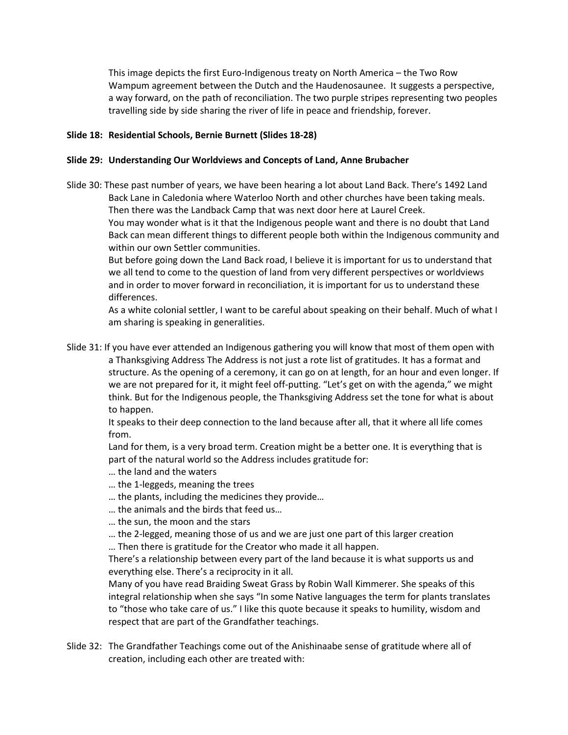This image depicts the first Euro-Indigenous treaty on North America – the Two Row Wampum agreement between the Dutch and the Haudenosaunee. It suggests a perspective, a way forward, on the path of reconciliation. The two purple stripes representing two peoples travelling side by side sharing the river of life in peace and friendship, forever.

**Slide 18: Residential Schools, Bernie Burnett (Slides 18-28)**

**Slide 29: Understanding Our Worldviews and Concepts of Land, Anne Brubacher**

Slide 30: These past number of years, we have been hearing a lot about Land Back. There's 1492 Land Back Lane in Caledonia where Waterloo North and other churches have been taking meals. Then there was the Landback Camp that was next door here at Laurel Creek.

You may wonder what is it that the Indigenous people want and there is no doubt that Land Back can mean different things to different people both within the Indigenous community and within our own Settler communities.

But before going down the Land Back road, I believe it is important for us to understand that we all tend to come to the question of land from very different perspectives or worldviews and in order to mover forward in reconciliation, it is important for us to understand these differences.

As a white colonial settler, I want to be careful about speaking on their behalf. Much of what I am sharing is speaking in generalities.

Slide 31: If you have ever attended an Indigenous gathering you will know that most of them open with a Thanksgiving Address The Address is not just a rote list of gratitudes. It has a format and structure. As the opening of a ceremony, it can go on at length, for an hour and even longer. If we are not prepared for it, it might feel off-putting. "Let's get on with the agenda," we might think. But for the Indigenous people, the Thanksgiving Address set the tone for what is about to happen.

It speaks to their deep connection to the land because after all, that it where all life comes from.

Land for them, is a very broad term. Creation might be a better one. It is everything that is part of the natural world so the Address includes gratitude for:

… the land and the waters

… the 1-leggeds, meaning the trees

… the plants, including the medicines they provide…

… the animals and the birds that feed us…

… the sun, the moon and the stars

… the 2-legged, meaning those of us and we are just one part of this larger creation

… Then there is gratitude for the Creator who made it all happen.

There's a relationship between every part of the land because it is what supports us and everything else. There's a reciprocity in it all.

Many of you have read Braiding Sweat Grass by Robin Wall Kimmerer. She speaks of this integral relationship when she says "In some Native languages the term for plants translates to "those who take care of us." I like this quote because it speaks to humility, wisdom and respect that are part of the Grandfather teachings.

Slide 32: The Grandfather Teachings come out of the Anishinaabe sense of gratitude where all of creation, including each other are treated with: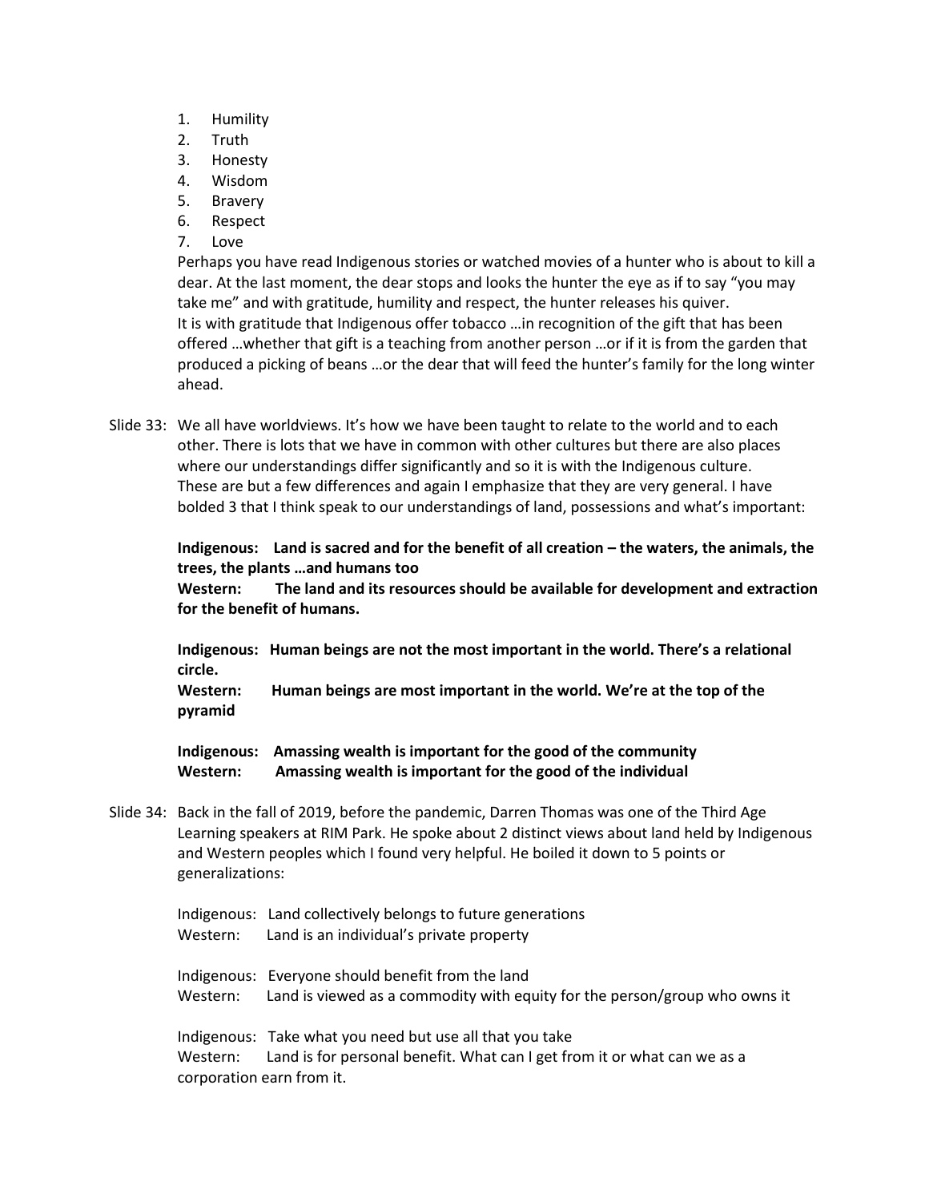1. Humility
2. Truth
3. Honesty
4. Wisdom
5. Bravery
6. Respect
7. Love

Perhaps you have read Indigenous stories or watched movies of a hunter who is about to kill a dear. At the last moment, the dear stops and looks the hunter the eye as if to say "you may take me" and with gratitude, humility and respect, the hunter releases his quiver.
It is with gratitude that Indigenous offer tobacco …in recognition of the gift that has been offered …whether that gift is a teaching from another person …or if it is from the garden that produced a picking of beans …or the dear that will feed the hunter's family for the long winter ahead.

Slide 33: We all have worldviews. It's how we have been taught to relate to the world and to each other. There is lots that we have in common with other cultures but there are also places where our understandings differ significantly and so it is with the Indigenous culture.
These are but a few differences and again I emphasize that they are very general. I have bolded 3 that I think speak to our understandings of land, possessions and what's important:

**Indigenous: Land is sacred and for the benefit of all creation – the waters, the animals, the trees, the plants …and humans too**
**Western: The land and its resources should be available for development and extraction for the benefit of humans.**

**Indigenous: Human beings are not the most important in the world. There's a relational circle.**
**Western: Human beings are most important in the world. We're at the top of the pyramid**

**Indigenous: Amassing wealth is important for the good of the community**
**Western: Amassing wealth is important for the good of the individual**

Slide 34: Back in the fall of 2019, before the pandemic, Darren Thomas was one of the Third Age Learning speakers at RIM Park. He spoke about 2 distinct views about land held by Indigenous and Western peoples which I found very helpful. He boiled it down to 5 points or generalizations:

Indigenous: Land collectively belongs to future generations
Western: Land is an individual's private property

Indigenous: Everyone should benefit from the land
Western: Land is viewed as a commodity with equity for the person/group who owns it

Indigenous: Take what you need but use all that you take
Western: Land is for personal benefit. What can I get from it or what can we as a corporation earn from it.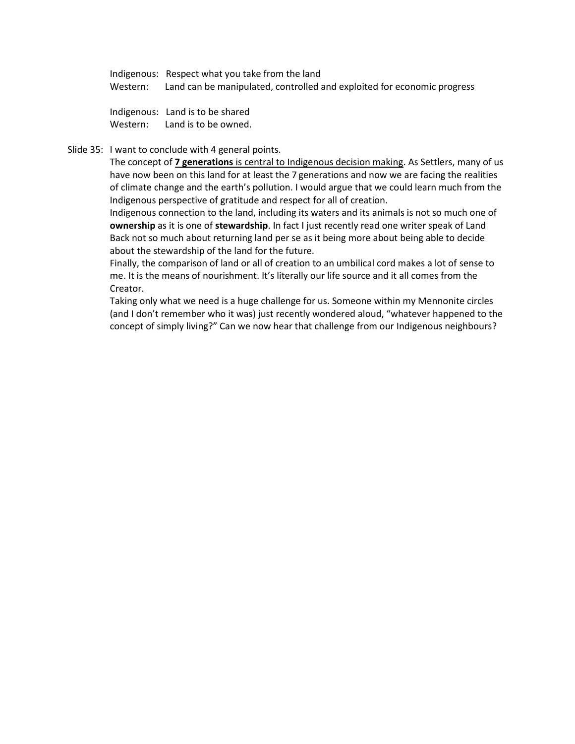Indigenous: Respect what you take from the land
Western: Land can be manipulated, controlled and exploited for economic progress

Indigenous: Land is to be shared
Western: Land is to be owned.

Slide 35: I want to conclude with 4 general points.

The concept of **7 generations** is central to Indigenous decision making. As Settlers, many of us have now been on this land for at least the 7 generations and now we are facing the realities of climate change and the earth's pollution. I would argue that we could learn much from the Indigenous perspective of gratitude and respect for all of creation.

Indigenous connection to the land, including its waters and its animals is not so much one of **ownership** as it is one of **stewardship**. In fact I just recently read one writer speak of Land Back not so much about returning land per se as it being more about being able to decide about the stewardship of the land for the future.

Finally, the comparison of land or all of creation to an umbilical cord makes a lot of sense to me. It is the means of nourishment. It's literally our life source and it all comes from the Creator.

Taking only what we need is a huge challenge for us. Someone within my Mennonite circles (and I don't remember who it was) just recently wondered aloud, "whatever happened to the concept of simply living?" Can we now hear that challenge from our Indigenous neighbours?